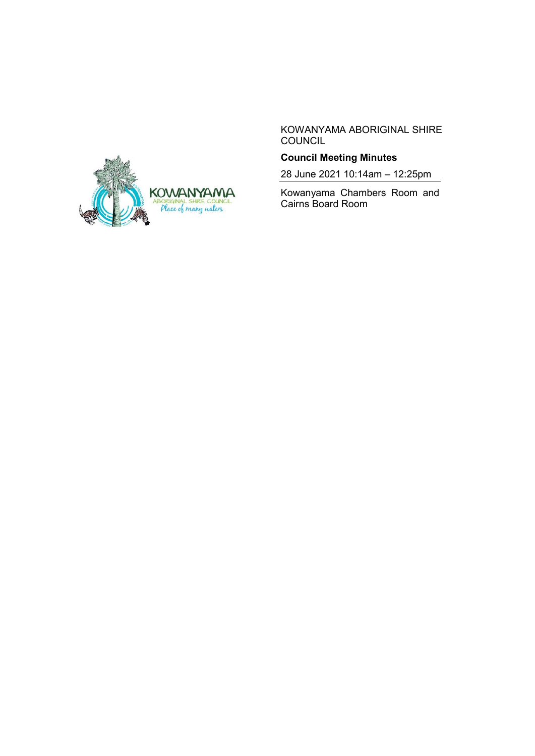KOWANYAMA ABORIGINAL SHIRE COUNCIL

**Council Meeting Minutes**

28 June 2021 10:14am – 12:25pm

Kowanyama Chambers Room and Cairns Board Room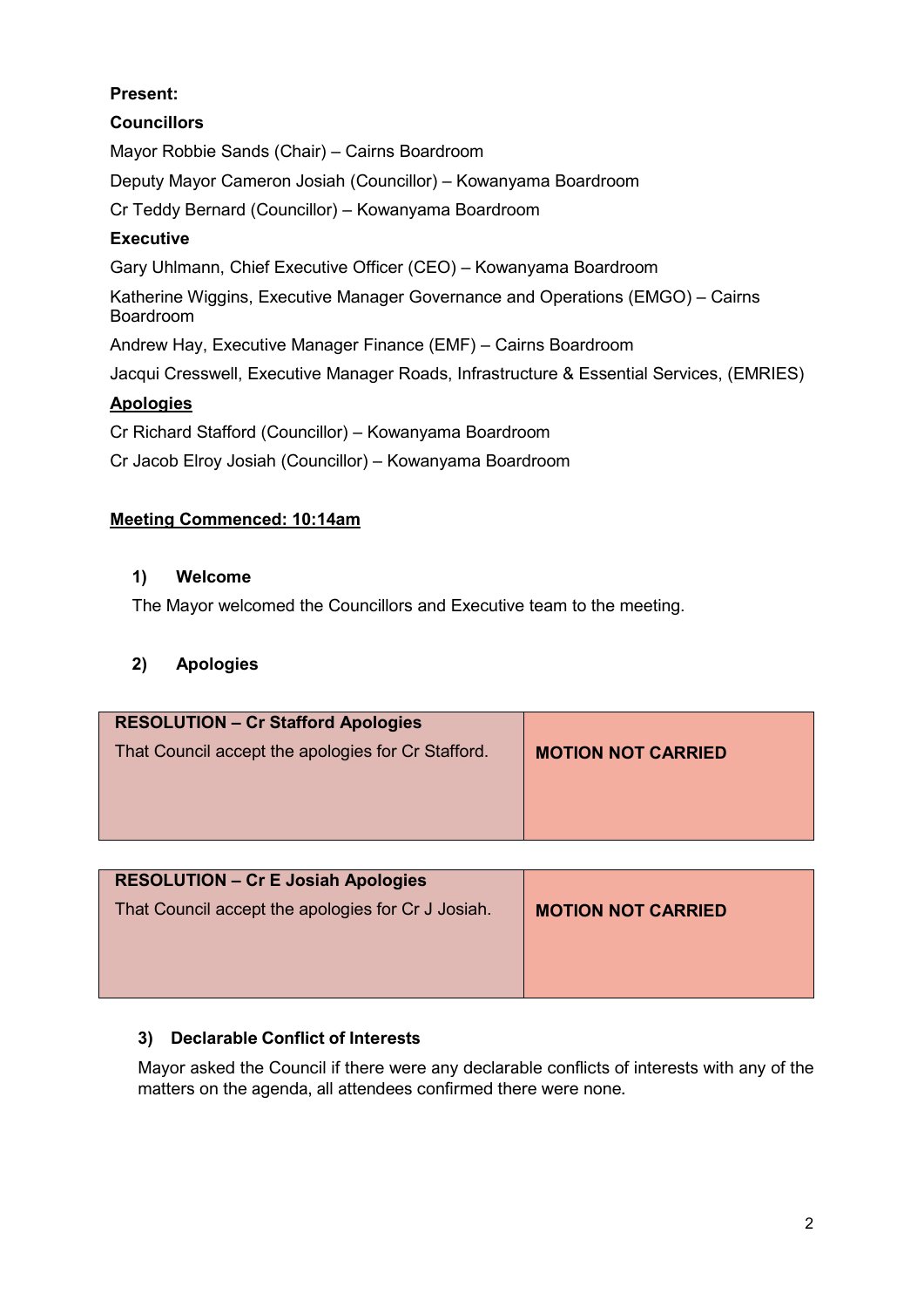**Present:**

**Councillors**

Mayor Robbie Sands (Chair) – Cairns Boardroom

Deputy Mayor Cameron Josiah (Councillor) – Kowanyama Boardroom

Cr Teddy Bernard (Councillor) – Kowanyama Boardroom

**Executive**

Gary Uhlmann, Chief Executive Officer (CEO) – Kowanyama Boardroom

Katherine Wiggins, Executive Manager Governance and Operations (EMGO) – Cairns Boardroom

Andrew Hay, Executive Manager Finance (EMF) – Cairns Boardroom

Jacqui Cresswell, Executive Manager Roads, Infrastructure & Essential Services, (EMRIES)

**Apologies**

Cr Richard Stafford (Councillor) – Kowanyama Boardroom

Cr Jacob Elroy Josiah (Councillor) – Kowanyama Boardroom

**Meeting Commenced: 10:14am**

## 1) Welcome

The Mayor welcomed the Councillors and Executive team to the meeting.

## 2) Apologies

| **RESOLUTION – Cr Stafford Apologies**<br>That Council accept the apologies for Cr Stafford. | **MOTION NOT CARRIED** |
|---|---|

| **RESOLUTION – Cr E Josiah Apologies**<br>That Council accept the apologies for Cr J Josiah. | **MOTION NOT CARRIED** |
|---|---|

## 3) Declarable Conflict of Interests

Mayor asked the Council if there were any declarable conflicts of interests with any of the matters on the agenda, all attendees confirmed there were none.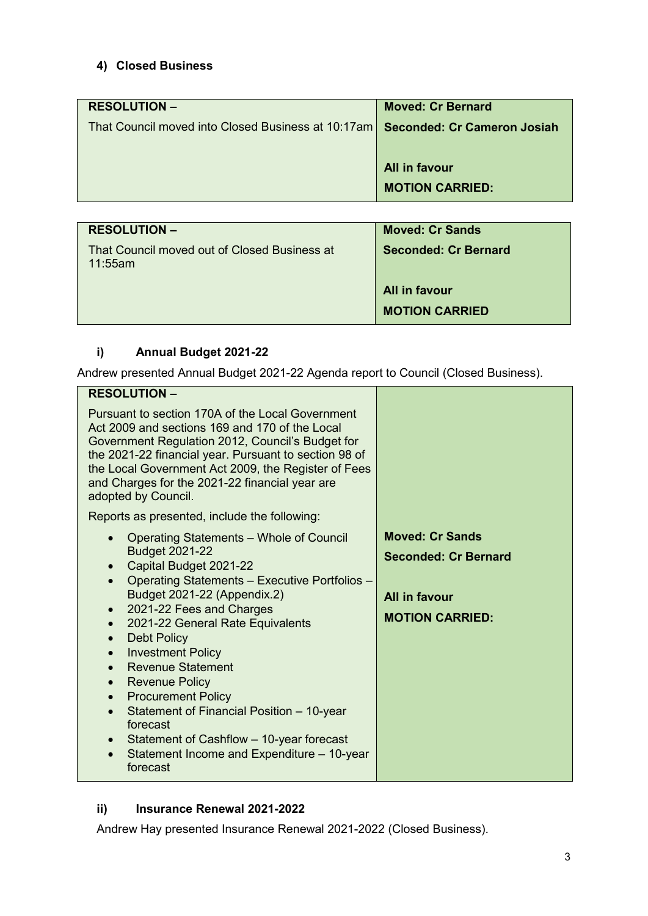#### 4) Closed Business

| RESOLUTION – | Moved: Cr Bernard |
|---|---|
| That Council moved into Closed Business at 10:17am | **Seconded: Cr Cameron Josiah**<br><br>**All in favour**<br>**MOTION CARRIED:** |

| RESOLUTION – | Moved: Cr Sands |
|---|---|
| That Council moved out of Closed Business at 11:55am | **Seconded: Cr Bernard**<br><br>**All in favour**<br>**MOTION CARRIED** |

#### i) Annual Budget 2021-22

Andrew presented Annual Budget 2021-22 Agenda report to Council (Closed Business).

| RESOLUTION – | |
|---|---|
| Pursuant to section 170A of the Local Government Act 2009 and sections 169 and 170 of the Local Government Regulation 2012, Council's Budget for the 2021-22 financial year. Pursuant to section 98 of the Local Government Act 2009, the Register of Fees and Charges for the 2021-22 financial year are adopted by Council.<br><br>Reports as presented, include the following:<br>• Operating Statements – Whole of Council Budget 2021-22<br>• Capital Budget 2021-22<br>• Operating Statements – Executive Portfolios – Budget 2021-22 (Appendix.2)<br>• 2021-22 Fees and Charges<br>• 2021-22 General Rate Equivalents<br>• Debt Policy<br>• Investment Policy<br>• Revenue Statement<br>• Revenue Policy<br>• Procurement Policy<br>• Statement of Financial Position – 10-year forecast<br>• Statement of Cashflow – 10-year forecast<br>• Statement Income and Expenditure – 10-year forecast | **Moved: Cr Sands**<br>**Seconded: Cr Bernard**<br><br>**All in favour**<br>**MOTION CARRIED:** |

#### ii) Insurance Renewal 2021-2022

Andrew Hay presented Insurance Renewal 2021-2022 (Closed Business).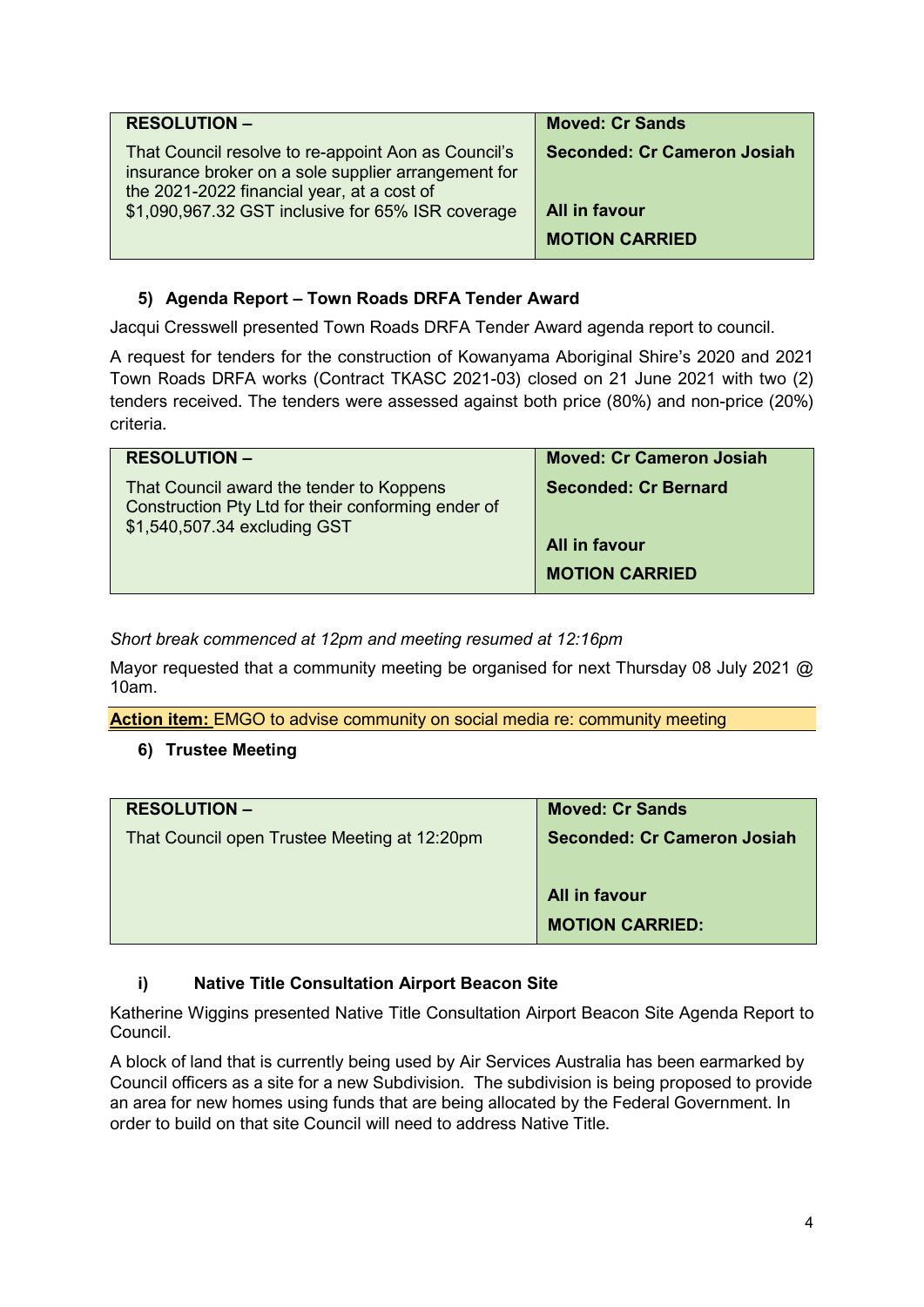| RESOLUTION – | Moved: Cr Sands |
| --- | --- |
| That Council resolve to re-appoint Aon as Council's insurance broker on a sole supplier arrangement for the 2021-2022 financial year, at a cost of $1,090,967.32 GST inclusive for 65% ISR coverage | **Seconded: Cr Cameron Josiah**<br><br>**All in favour**<br><br>**MOTION CARRIED** |

### 5) Agenda Report – Town Roads DRFA Tender Award

Jacqui Cresswell presented Town Roads DRFA Tender Award agenda report to council.

A request for tenders for the construction of Kowanyama Aboriginal Shire's 2020 and 2021 Town Roads DRFA works (Contract TKASC 2021-03) closed on 21 June 2021 with two (2) tenders received. The tenders were assessed against both price (80%) and non-price (20%) criteria.

| RESOLUTION – | Moved: Cr Cameron Josiah |
| --- | --- |
| That Council award the tender to Koppens Construction Pty Ltd for their conforming ender of $1,540,507.34 excluding GST | **Seconded: Cr Bernard**<br><br>**All in favour**<br><br>**MOTION CARRIED** |

*Short break commenced at 12pm and meeting resumed at 12:16pm*

Mayor requested that a community meeting be organised for next Thursday 08 July 2021 @ 10am.

**Action item:** EMGO to advise community on social media re: community meeting

### 6) Trustee Meeting

| RESOLUTION – | Moved: Cr Sands |
| --- | --- |
| That Council open Trustee Meeting at 12:20pm | **Seconded: Cr Cameron Josiah**<br><br>**All in favour**<br><br>**MOTION CARRIED:** |

#### i) Native Title Consultation Airport Beacon Site

Katherine Wiggins presented Native Title Consultation Airport Beacon Site Agenda Report to Council.

A block of land that is currently being used by Air Services Australia has been earmarked by Council officers as a site for a new Subdivision. The subdivision is being proposed to provide an area for new homes using funds that are being allocated by the Federal Government. In order to build on that site Council will need to address Native Title.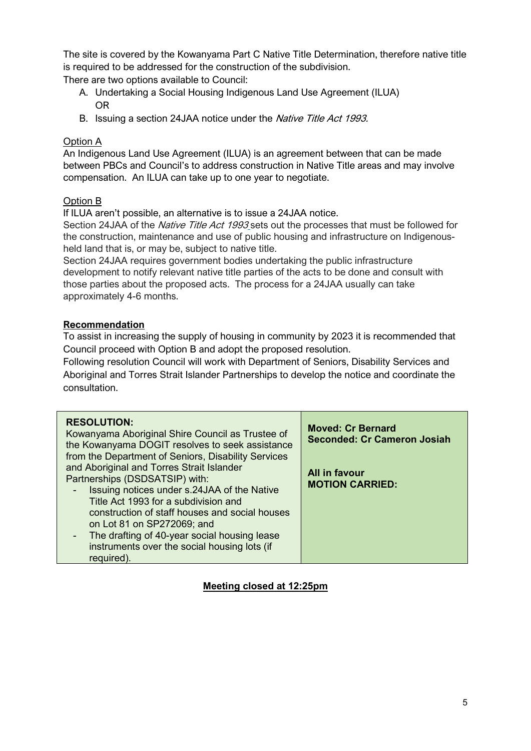The site is covered by the Kowanyama Part C Native Title Determination, therefore native title is required to be addressed for the construction of the subdivision.

There are two options available to Council:

A. Undertaking a Social Housing Indigenous Land Use Agreement (ILUA)
   OR
B. Issuing a section 24JAA notice under the *Native Title Act 1993.*

Option A

An Indigenous Land Use Agreement (ILUA) is an agreement between that can be made between PBCs and Council's to address construction in Native Title areas and may involve compensation. An ILUA can take up to one year to negotiate.

Option B

If ILUA aren't possible, an alternative is to issue a 24JAA notice.

Section 24JAA of the *Native Title Act 1993* sets out the processes that must be followed for the construction, maintenance and use of public housing and infrastructure on Indigenous-held land that is, or may be, subject to native title.

Section 24JAA requires government bodies undertaking the public infrastructure development to notify relevant native title parties of the acts to be done and consult with those parties about the proposed acts. The process for a 24JAA usually can take approximately 4-6 months.

**Recommendation**

To assist in increasing the supply of housing in community by 2023 it is recommended that Council proceed with Option B and adopt the proposed resolution.

Following resolution Council will work with Department of Seniors, Disability Services and Aboriginal and Torres Strait Islander Partnerships to develop the notice and coordinate the consultation.

| | |
|---|---|
| **RESOLUTION:**<br>Kowanyama Aboriginal Shire Council as Trustee of the Kowanyama DOGIT resolves to seek assistance from the Department of Seniors, Disability Services and Aboriginal and Torres Strait Islander Partnerships (DSDSATSIP) with:<br>- Issuing notices under s.24JAA of the Native Title Act 1993 for a subdivision and construction of staff houses and social houses on Lot 81 on SP272069; and<br>- The drafting of 40-year social housing lease instruments over the social housing lots (if required). | **Moved: Cr Bernard**<br>**Seconded: Cr Cameron Josiah**<br><br>**All in favour**<br>**MOTION CARRIED:** |

**Meeting closed at 12:25pm**